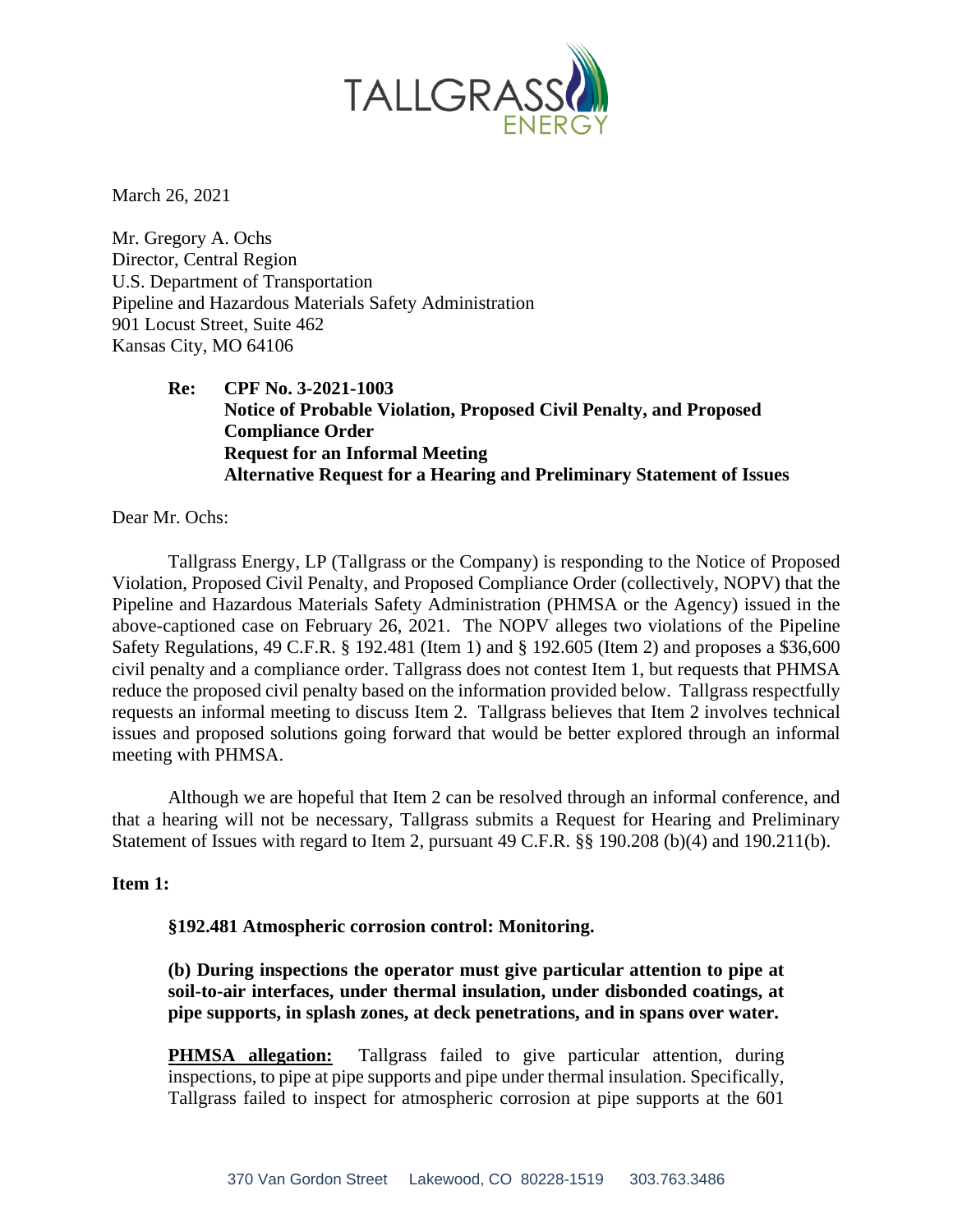TALLGRASS ENERGY

March 26, 2021

Mr. Gregory A. Ochs  
Director, Central Region  
U.S. Department of Transportation  
Pipeline and Hazardous Materials Safety Administration  
901 Locust Street, Suite 462  
Kansas City, MO 64106

**Re: CPF No. 3-2021-1003**  
**Notice of Probable Violation, Proposed Civil Penalty, and Proposed Compliance Order**  
**Request for an Informal Meeting**  
**Alternative Request for a Hearing and Preliminary Statement of Issues**

Dear Mr. Ochs:

Tallgrass Energy, LP (Tallgrass or the Company) is responding to the Notice of Proposed Violation, Proposed Civil Penalty, and Proposed Compliance Order (collectively, NOPV) that the Pipeline and Hazardous Materials Safety Administration (PHMSA or the Agency) issued in the above-captioned case on February 26, 2021. The NOPV alleges two violations of the Pipeline Safety Regulations, 49 C.F.R. § 192.481 (Item 1) and § 192.605 (Item 2) and proposes a $36,600 civil penalty and a compliance order. Tallgrass does not contest Item 1, but requests that PHMSA reduce the proposed civil penalty based on the information provided below. Tallgrass respectfully requests an informal meeting to discuss Item 2. Tallgrass believes that Item 2 involves technical issues and proposed solutions going forward that would be better explored through an informal meeting with PHMSA.

Although we are hopeful that Item 2 can be resolved through an informal conference, and that a hearing will not be necessary, Tallgrass submits a Request for Hearing and Preliminary Statement of Issues with regard to Item 2, pursuant 49 C.F.R. §§ 190.208 (b)(4) and 190.211(b).

**Item 1:**

**§192.481 Atmospheric corrosion control: Monitoring.**

**(b) During inspections the operator must give particular attention to pipe at soil-to-air interfaces, under thermal insulation, under disbonded coatings, at pipe supports, in splash zones, at deck penetrations, and in spans over water.**

**PHMSA allegation:** Tallgrass failed to give particular attention, during inspections, to pipe at pipe supports and pipe under thermal insulation. Specifically, Tallgrass failed to inspect for atmospheric corrosion at pipe supports at the 601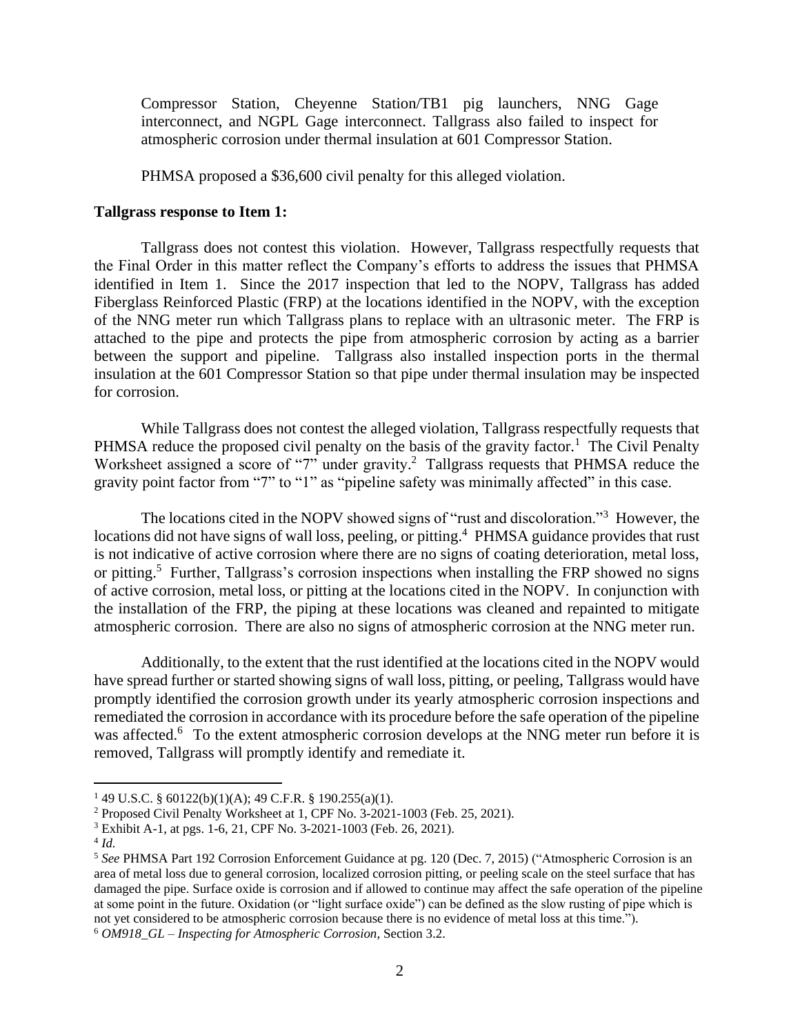Compressor Station, Cheyenne Station/TB1 pig launchers, NNG Gage interconnect, and NGPL Gage interconnect. Tallgrass also failed to inspect for atmospheric corrosion under thermal insulation at 601 Compressor Station.

PHMSA proposed a $36,600 civil penalty for this alleged violation.

**Tallgrass response to Item 1:**

Tallgrass does not contest this violation. However, Tallgrass respectfully requests that the Final Order in this matter reflect the Company's efforts to address the issues that PHMSA identified in Item 1. Since the 2017 inspection that led to the NOPV, Tallgrass has added Fiberglass Reinforced Plastic (FRP) at the locations identified in the NOPV, with the exception of the NNG meter run which Tallgrass plans to replace with an ultrasonic meter. The FRP is attached to the pipe and protects the pipe from atmospheric corrosion by acting as a barrier between the support and pipeline. Tallgrass also installed inspection ports in the thermal insulation at the 601 Compressor Station so that pipe under thermal insulation may be inspected for corrosion.

While Tallgrass does not contest the alleged violation, Tallgrass respectfully requests that PHMSA reduce the proposed civil penalty on the basis of the gravity factor.[1] The Civil Penalty Worksheet assigned a score of "7" under gravity.[2] Tallgrass requests that PHMSA reduce the gravity point factor from "7" to "1" as "pipeline safety was minimally affected" in this case.

The locations cited in the NOPV showed signs of "rust and discoloration."[3] However, the locations did not have signs of wall loss, peeling, or pitting.[4] PHMSA guidance provides that rust is not indicative of active corrosion where there are no signs of coating deterioration, metal loss, or pitting.[5] Further, Tallgrass's corrosion inspections when installing the FRP showed no signs of active corrosion, metal loss, or pitting at the locations cited in the NOPV. In conjunction with the installation of the FRP, the piping at these locations was cleaned and repainted to mitigate atmospheric corrosion. There are also no signs of atmospheric corrosion at the NNG meter run.

Additionally, to the extent that the rust identified at the locations cited in the NOPV would have spread further or started showing signs of wall loss, pitting, or peeling, Tallgrass would have promptly identified the corrosion growth under its yearly atmospheric corrosion inspections and remediated the corrosion in accordance with its procedure before the safe operation of the pipeline was affected.[6] To the extent atmospheric corrosion develops at the NNG meter run before it is removed, Tallgrass will promptly identify and remediate it.

---

[1] 49 U.S.C. § 60122(b)(1)(A); 49 C.F.R. § 190.255(a)(1).

[2] Proposed Civil Penalty Worksheet at 1, CPF No. 3-2021-1003 (Feb. 25, 2021).

[3] Exhibit A-1, at pgs. 1-6, 21, CPF No. 3-2021-1003 (Feb. 26, 2021).

[4] *Id.*

[5] *See* PHMSA Part 192 Corrosion Enforcement Guidance at pg. 120 (Dec. 7, 2015) ("Atmospheric Corrosion is an area of metal loss due to general corrosion, localized corrosion pitting, or peeling scale on the steel surface that has damaged the pipe. Surface oxide is corrosion and if allowed to continue may affect the safe operation of the pipeline at some point in the future. Oxidation (or "light surface oxide") can be defined as the slow rusting of pipe which is not yet considered to be atmospheric corrosion because there is no evidence of metal loss at this time.").

[6] *OM918_GL – Inspecting for Atmospheric Corrosion*, Section 3.2.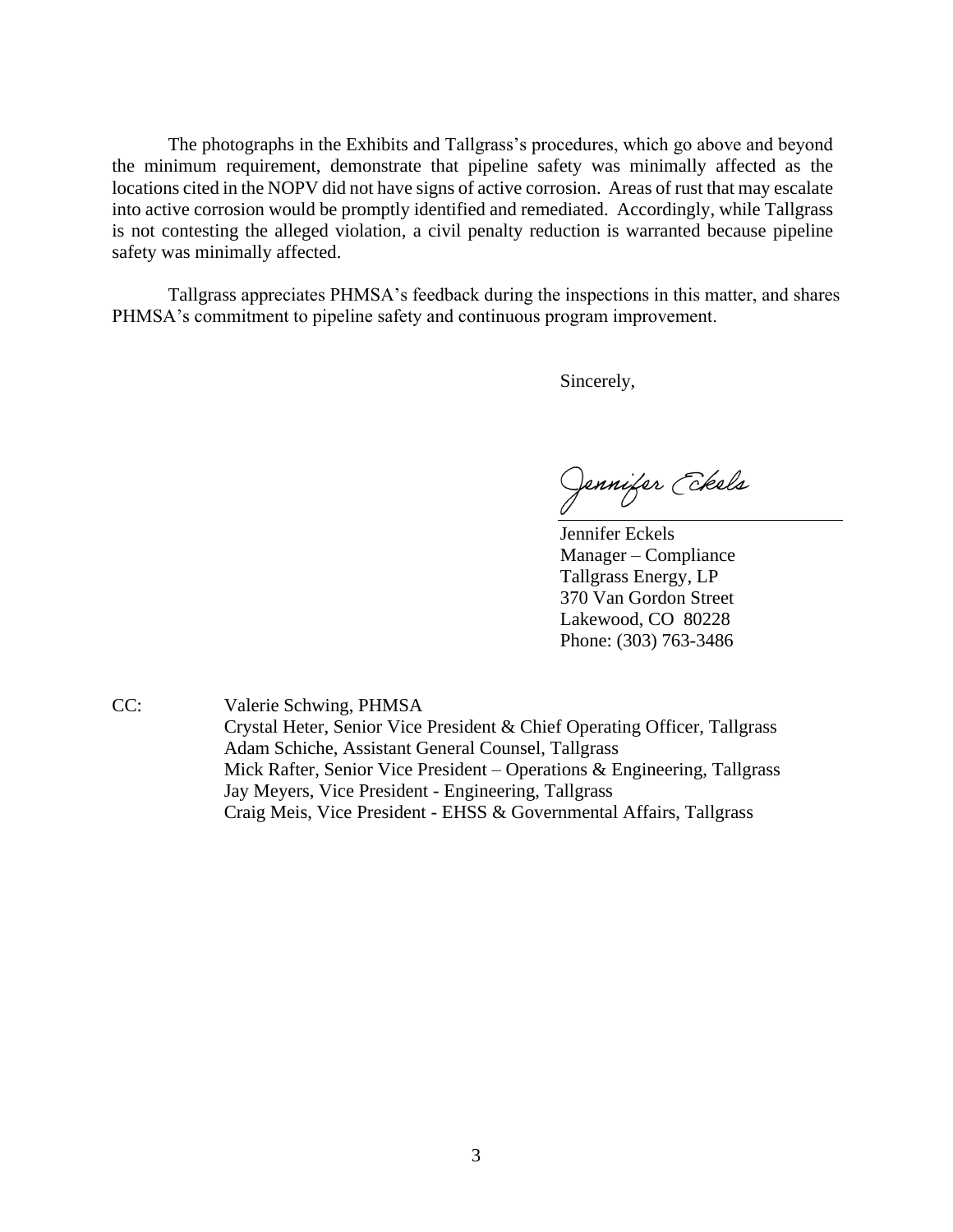The photographs in the Exhibits and Tallgrass's procedures, which go above and beyond the minimum requirement, demonstrate that pipeline safety was minimally affected as the locations cited in the NOPV did not have signs of active corrosion. Areas of rust that may escalate into active corrosion would be promptly identified and remediated. Accordingly, while Tallgrass is not contesting the alleged violation, a civil penalty reduction is warranted because pipeline safety was minimally affected.

Tallgrass appreciates PHMSA's feedback during the inspections in this matter, and shares PHMSA's commitment to pipeline safety and continuous program improvement.

Sincerely,

Jennifer Eckels

Jennifer Eckels
Manager – Compliance
Tallgrass Energy, LP
370 Van Gordon Street
Lakewood, CO 80228
Phone: (303) 763-3486

CC: Valerie Schwing, PHMSA
Crystal Heter, Senior Vice President & Chief Operating Officer, Tallgrass
Adam Schiche, Assistant General Counsel, Tallgrass
Mick Rafter, Senior Vice President – Operations & Engineering, Tallgrass
Jay Meyers, Vice President - Engineering, Tallgrass
Craig Meis, Vice President - EHSS & Governmental Affairs, Tallgrass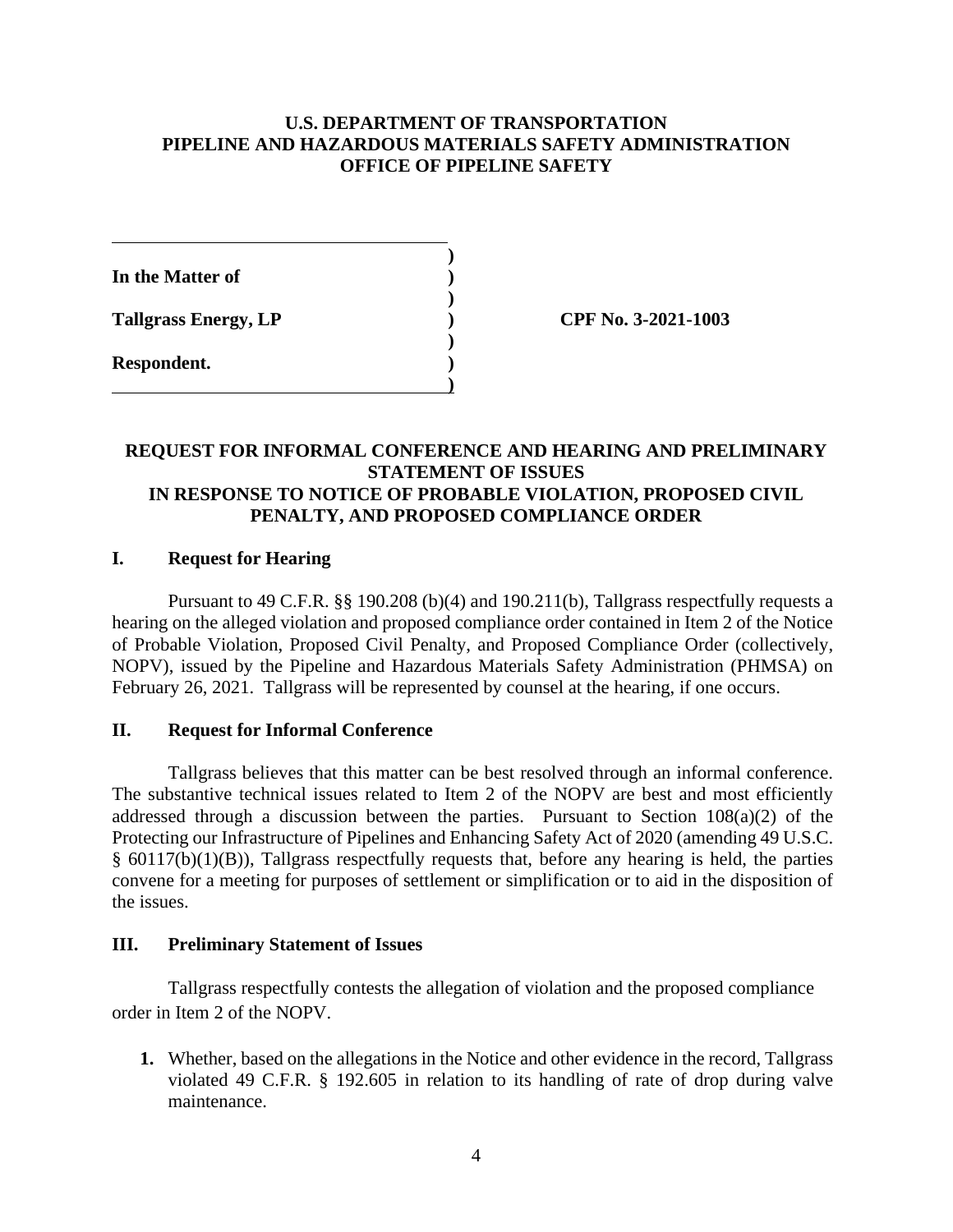**U.S. DEPARTMENT OF TRANSPORTATION**
**PIPELINE AND HAZARDOUS MATERIALS SAFETY ADMINISTRATION**
**OFFICE OF PIPELINE SAFETY**

| | |
|---|---|
| **In the Matter of** | |
| **Tallgrass Energy, LP** | **CPF No. 3-2021-1003** |
| **Respondent.** | |

## REQUEST FOR INFORMAL CONFERENCE AND HEARING AND PRELIMINARY STATEMENT OF ISSUES IN RESPONSE TO NOTICE OF PROBABLE VIOLATION, PROPOSED CIVIL PENALTY, AND PROPOSED COMPLIANCE ORDER

### I. Request for Hearing

Pursuant to 49 C.F.R. §§ 190.208 (b)(4) and 190.211(b), Tallgrass respectfully requests a hearing on the alleged violation and proposed compliance order contained in Item 2 of the Notice of Probable Violation, Proposed Civil Penalty, and Proposed Compliance Order (collectively, NOPV), issued by the Pipeline and Hazardous Materials Safety Administration (PHMSA) on February 26, 2021. Tallgrass will be represented by counsel at the hearing, if one occurs.

### II. Request for Informal Conference

Tallgrass believes that this matter can be best resolved through an informal conference. The substantive technical issues related to Item 2 of the NOPV are best and most efficiently addressed through a discussion between the parties. Pursuant to Section 108(a)(2) of the Protecting our Infrastructure of Pipelines and Enhancing Safety Act of 2020 (amending 49 U.S.C. § 60117(b)(1)(B)), Tallgrass respectfully requests that, before any hearing is held, the parties convene for a meeting for purposes of settlement or simplification or to aid in the disposition of the issues.

### III. Preliminary Statement of Issues

Tallgrass respectfully contests the allegation of violation and the proposed compliance order in Item 2 of the NOPV.

1. Whether, based on the allegations in the Notice and other evidence in the record, Tallgrass violated 49 C.F.R. § 192.605 in relation to its handling of rate of drop during valve maintenance.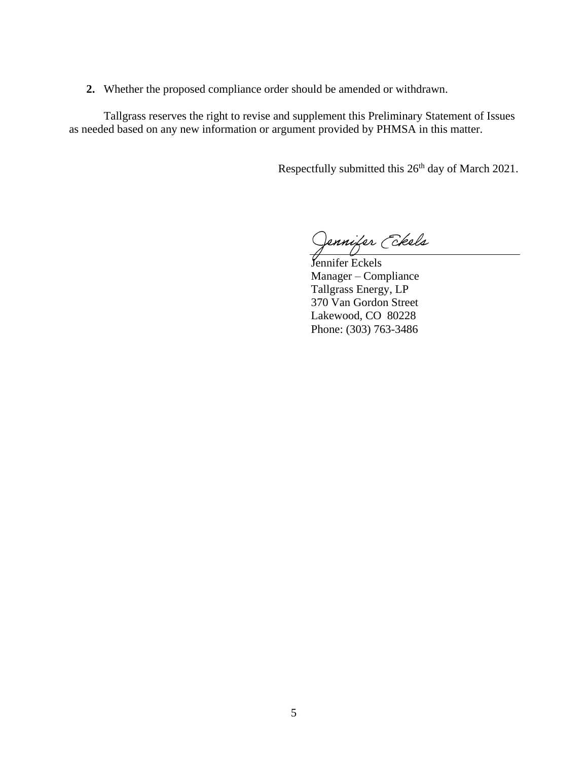**2.** Whether the proposed compliance order should be amended or withdrawn.

Tallgrass reserves the right to revise and supplement this Preliminary Statement of Issues as needed based on any new information or argument provided by PHMSA in this matter.

Respectfully submitted this 26th day of March 2021.

Jennifer Eckels

Jennifer Eckels  
Manager – Compliance  
Tallgrass Energy, LP  
370 Van Gordon Street  
Lakewood, CO 80228  
Phone: (303) 763-3486